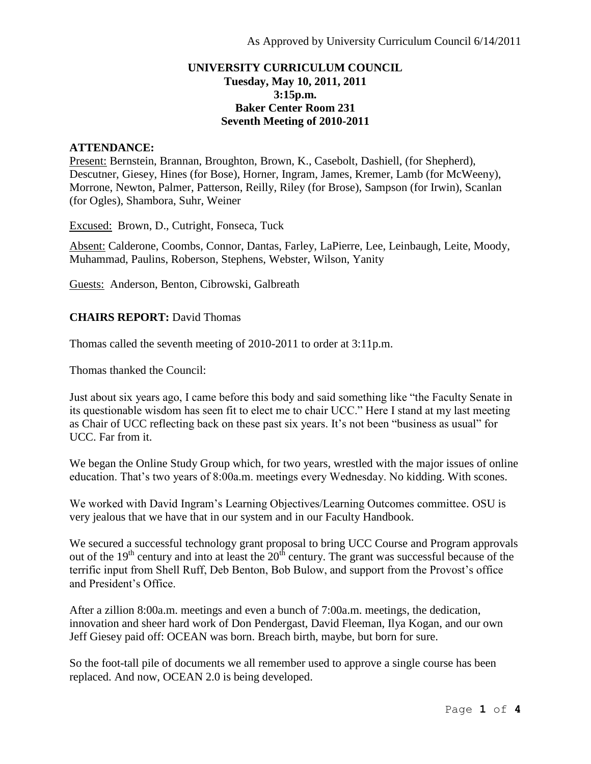As Approved by University Curriculum Council 6/14/2011

**UNIVERSITY CURRICULUM COUNCIL**
**Tuesday, May 10, 2011, 2011**
**3:15p.m.**
**Baker Center Room 231**
**Seventh Meeting of 2010-2011**

## ATTENDANCE:

Present: Bernstein, Brannan, Broughton, Brown, K., Casebolt, Dashiell, (for Shepherd), Descutner, Giesey, Hines (for Bose), Horner, Ingram, James, Kremer, Lamb (for McWeeny), Morrone, Newton, Palmer, Patterson, Reilly, Riley (for Brose), Sampson (for Irwin), Scanlan (for Ogles), Shambora, Suhr, Weiner

Excused: Brown, D., Cutright, Fonseca, Tuck

Absent: Calderone, Coombs, Connor, Dantas, Farley, LaPierre, Lee, Leinbaugh, Leite, Moody, Muhammad, Paulins, Roberson, Stephens, Webster, Wilson, Yanity

Guests: Anderson, Benton, Cibrowski, Galbreath

## CHAIRS REPORT: David Thomas

Thomas called the seventh meeting of 2010-2011 to order at 3:11p.m.

Thomas thanked the Council:

Just about six years ago, I came before this body and said something like "the Faculty Senate in its questionable wisdom has seen fit to elect me to chair UCC." Here I stand at my last meeting as Chair of UCC reflecting back on these past six years. It's not been "business as usual" for UCC. Far from it.

We began the Online Study Group which, for two years, wrestled with the major issues of online education. That's two years of 8:00a.m. meetings every Wednesday. No kidding. With scones.

We worked with David Ingram's Learning Objectives/Learning Outcomes committee. OSU is very jealous that we have that in our system and in our Faculty Handbook.

We secured a successful technology grant proposal to bring UCC Course and Program approvals out of the 19th century and into at least the 20th century. The grant was successful because of the terrific input from Shell Ruff, Deb Benton, Bob Bulow, and support from the Provost's office and President's Office.

After a zillion 8:00a.m. meetings and even a bunch of 7:00a.m. meetings, the dedication, innovation and sheer hard work of Don Pendergast, David Fleeman, Ilya Kogan, and our own Jeff Giesey paid off: OCEAN was born. Breach birth, maybe, but born for sure.

So the foot-tall pile of documents we all remember used to approve a single course has been replaced. And now, OCEAN 2.0 is being developed.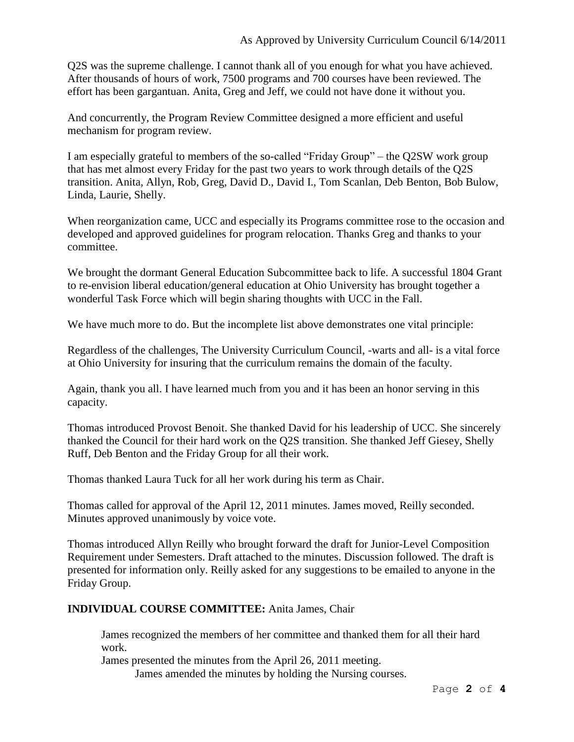Q2S was the supreme challenge. I cannot thank all of you enough for what you have achieved. After thousands of hours of work, 7500 programs and 700 courses have been reviewed. The effort has been gargantuan. Anita, Greg and Jeff, we could not have done it without you.

And concurrently, the Program Review Committee designed a more efficient and useful mechanism for program review.

I am especially grateful to members of the so-called "Friday Group" – the Q2SW work group that has met almost every Friday for the past two years to work through details of the Q2S transition. Anita, Allyn, Rob, Greg, David D., David I., Tom Scanlan, Deb Benton, Bob Bulow, Linda, Laurie, Shelly.

When reorganization came, UCC and especially its Programs committee rose to the occasion and developed and approved guidelines for program relocation. Thanks Greg and thanks to your committee.

We brought the dormant General Education Subcommittee back to life. A successful 1804 Grant to re-envision liberal education/general education at Ohio University has brought together a wonderful Task Force which will begin sharing thoughts with UCC in the Fall.

We have much more to do. But the incomplete list above demonstrates one vital principle:

Regardless of the challenges, The University Curriculum Council, -warts and all- is a vital force at Ohio University for insuring that the curriculum remains the domain of the faculty.

Again, thank you all. I have learned much from you and it has been an honor serving in this capacity.

Thomas introduced Provost Benoit. She thanked David for his leadership of UCC. She sincerely thanked the Council for their hard work on the Q2S transition. She thanked Jeff Giesey, Shelly Ruff, Deb Benton and the Friday Group for all their work.

Thomas thanked Laura Tuck for all her work during his term as Chair.

Thomas called for approval of the April 12, 2011 minutes. James moved, Reilly seconded. Minutes approved unanimously by voice vote.

Thomas introduced Allyn Reilly who brought forward the draft for Junior-Level Composition Requirement under Semesters. Draft attached to the minutes. Discussion followed. The draft is presented for information only. Reilly asked for any suggestions to be emailed to anyone in the Friday Group.

**INDIVIDUAL COURSE COMMITTEE:** Anita James, Chair

James recognized the members of her committee and thanked them for all their hard work.

James presented the minutes from the April 26, 2011 meeting.

James amended the minutes by holding the Nursing courses.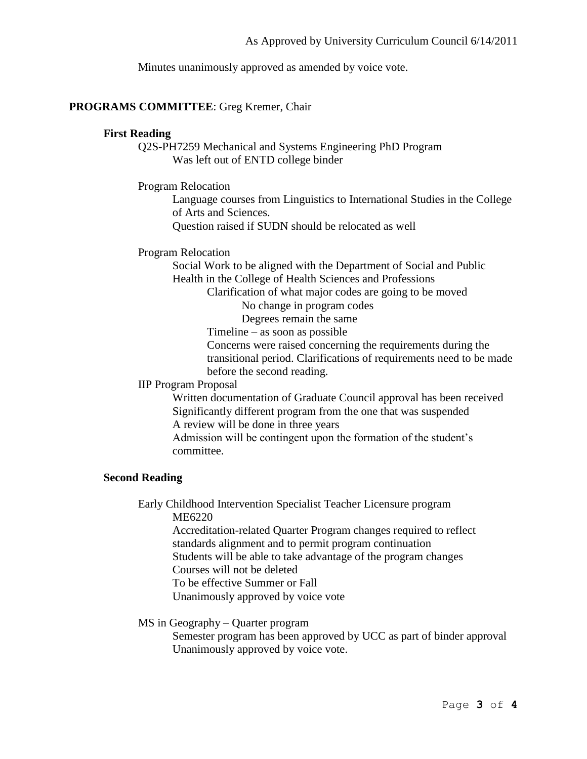Minutes unanimously approved as amended by voice vote.

**PROGRAMS COMMITTEE**: Greg Kremer, Chair

**First Reading**

- Q2S-PH7259 Mechanical and Systems Engineering PhD Program
  - Was left out of ENTD college binder
- Program Relocation
  - Language courses from Linguistics to International Studies in the College of Arts and Sciences.
  - Question raised if SUDN should be relocated as well
- Program Relocation
  - Social Work to be aligned with the Department of Social and Public Health in the College of Health Sciences and Professions
    - Clarification of what major codes are going to be moved
      - No change in program codes
      - Degrees remain the same
    - Timeline – as soon as possible
    - Concerns were raised concerning the requirements during the transitional period. Clarifications of requirements need to be made before the second reading.
- IIP Program Proposal
  - Written documentation of Graduate Council approval has been received
  - Significantly different program from the one that was suspended
  - A review will be done in three years
  - Admission will be contingent upon the formation of the student's committee.

**Second Reading**

- Early Childhood Intervention Specialist Teacher Licensure program
  - ME6220
  - Accreditation-related Quarter Program changes required to reflect standards alignment and to permit program continuation
  - Students will be able to take advantage of the program changes
  - Courses will not be deleted
  - To be effective Summer or Fall
  - Unanimously approved by voice vote
- MS in Geography – Quarter program
  - Semester program has been approved by UCC as part of binder approval
  - Unanimously approved by voice vote.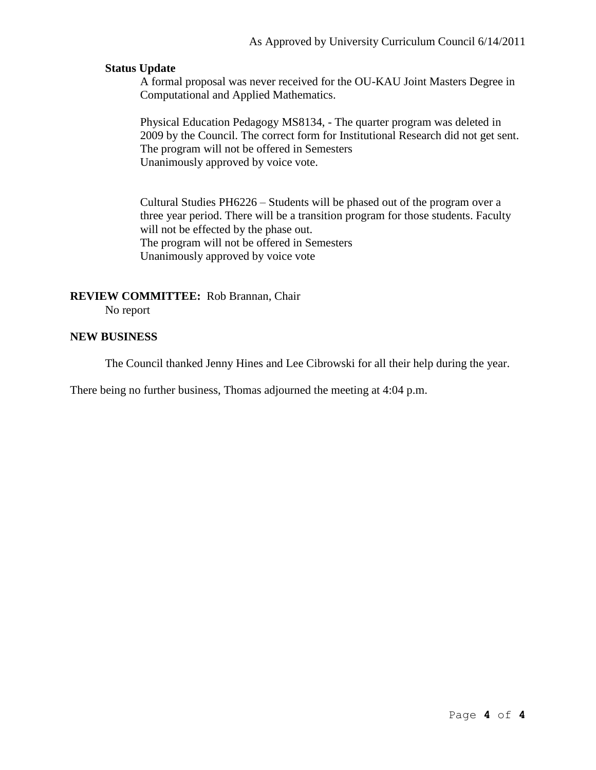**Status Update**

A formal proposal was never received for the OU-KAU Joint Masters Degree in Computational and Applied Mathematics.

Physical Education Pedagogy MS8134, - The quarter program was deleted in 2009 by the Council. The correct form for Institutional Research did not get sent. The program will not be offered in Semesters
Unanimously approved by voice vote.

Cultural Studies PH6226 – Students will be phased out of the program over a three year period. There will be a transition program for those students. Faculty will not be effected by the phase out.
The program will not be offered in Semesters
Unanimously approved by voice vote

**REVIEW COMMITTEE:** Rob Brannan, Chair
No report

**NEW BUSINESS**

The Council thanked Jenny Hines and Lee Cibrowski for all their help during the year.

There being no further business, Thomas adjourned the meeting at 4:04 p.m.